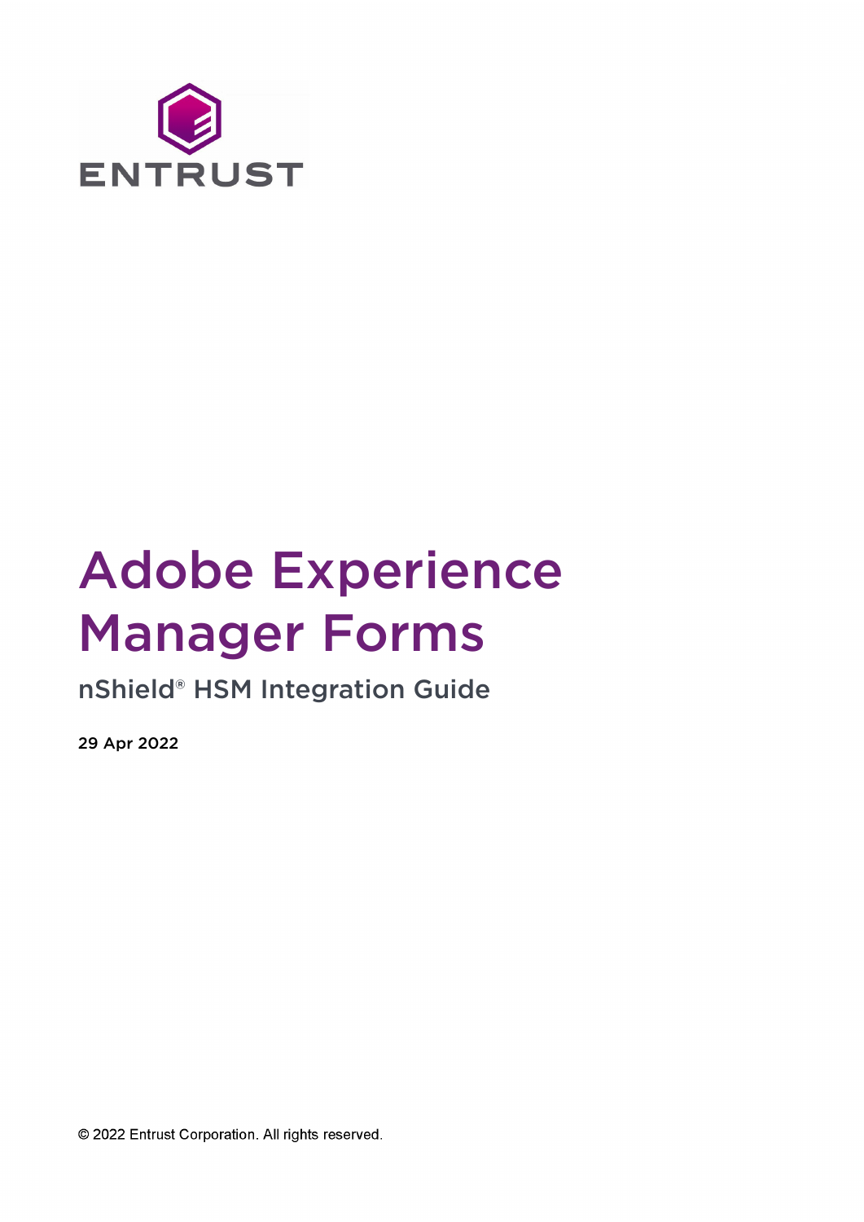ENTRUST

# Adobe Experience Manager Forms

## nShield® HSM Integration Guide

29 Apr 2022

© 2022 Entrust Corporation. All rights reserved.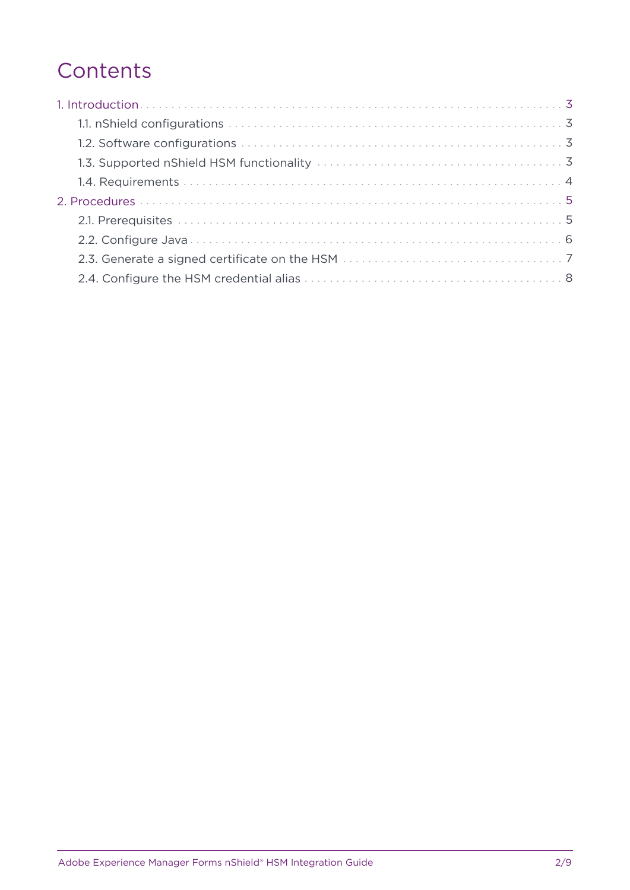# Contents

- 1. Introduction ... 3
  - 1.1. nShield configurations ... 3
  - 1.2. Software configurations ... 3
  - 1.3. Supported nShield HSM functionality ... 3
  - 1.4. Requirements ... 4
- 2. Procedures ... 5
  - 2.1. Prerequisites ... 5
  - 2.2. Configure Java ... 6
  - 2.3. Generate a signed certificate on the HSM ... 7
  - 2.4. Configure the HSM credential alias ... 8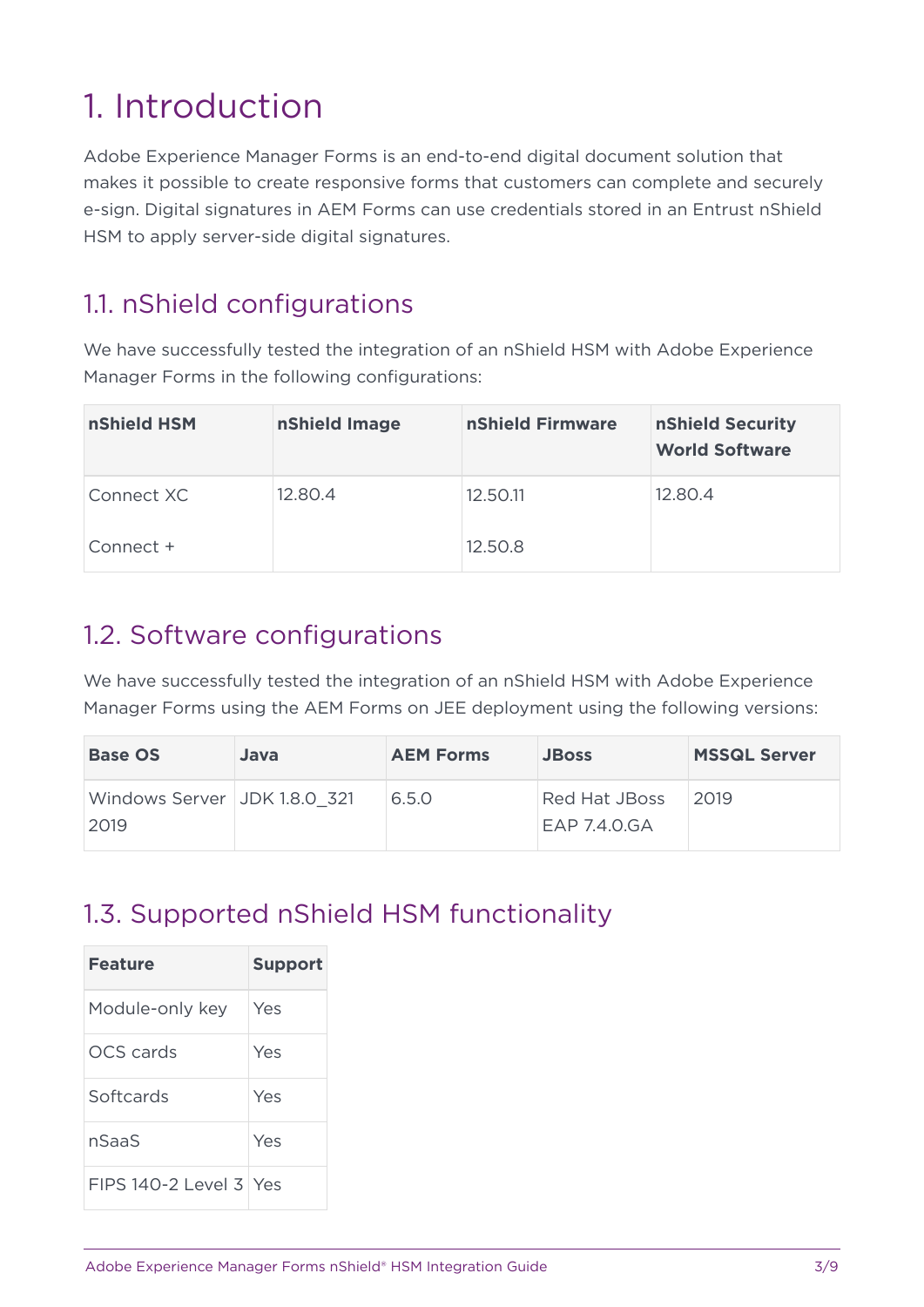# 1. Introduction

Adobe Experience Manager Forms is an end-to-end digital document solution that makes it possible to create responsive forms that customers can complete and securely e-sign. Digital signatures in AEM Forms can use credentials stored in an Entrust nShield HSM to apply server-side digital signatures.

## 1.1. nShield configurations

We have successfully tested the integration of an nShield HSM with Adobe Experience Manager Forms in the following configurations:

| nShield HSM | nShield Image | nShield Firmware | nShield Security World Software |
|---|---|---|---|
| Connect XC | 12.80.4 | 12.50.11 | 12.80.4 |
| Connect + | | 12.50.8 | |

## 1.2. Software configurations

We have successfully tested the integration of an nShield HSM with Adobe Experience Manager Forms using the AEM Forms on JEE deployment using the following versions:

| Base OS | Java | AEM Forms | JBoss | MSSQL Server |
|---|---|---|---|---|
| Windows Server 2019 | JDK 1.8.0_321 | 6.5.0 | Red Hat JBoss EAP 7.4.0.GA | 2019 |

## 1.3. Supported nShield HSM functionality

| Feature | Support |
|---|---|
| Module-only key | Yes |
| OCS cards | Yes |
| Softcards | Yes |
| nSaaS | Yes |
| FIPS 140-2 Level 3 | Yes |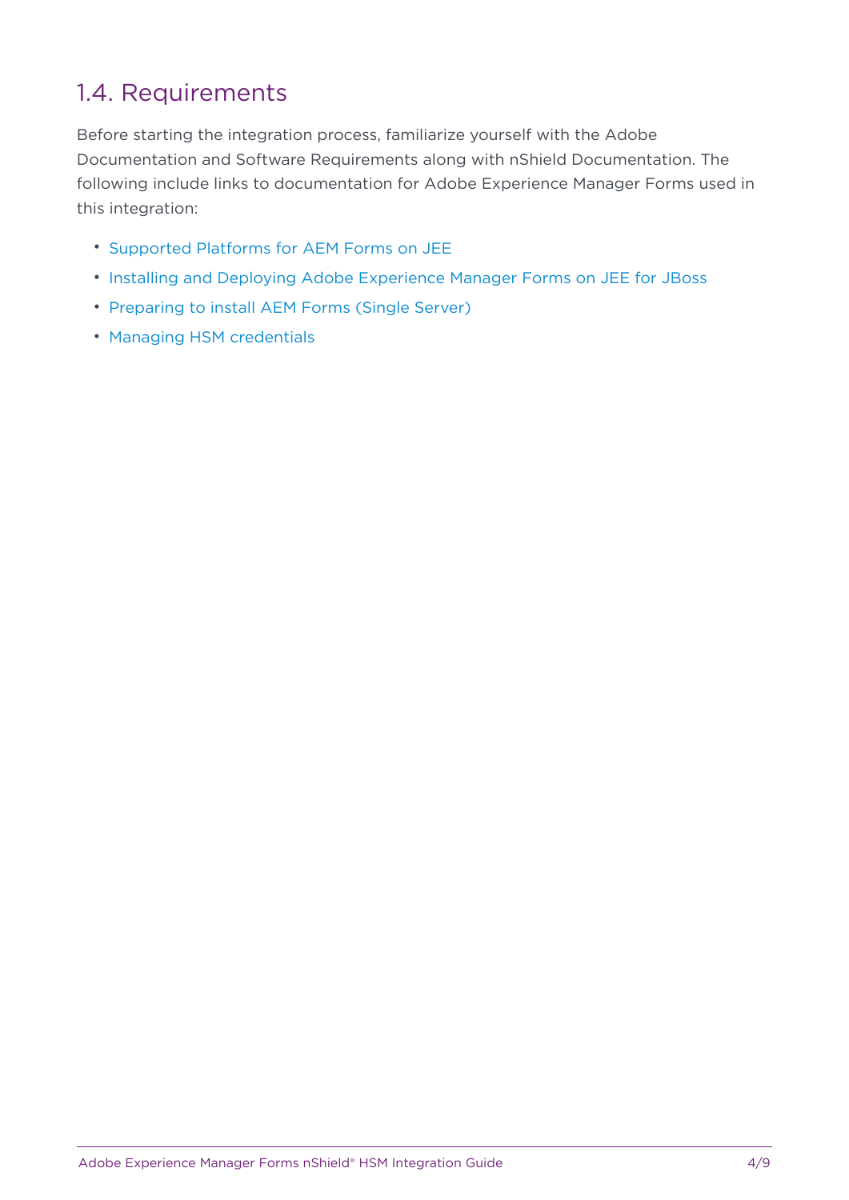## 1.4. Requirements

Before starting the integration process, familiarize yourself with the Adobe Documentation and Software Requirements along with nShield Documentation. The following include links to documentation for Adobe Experience Manager Forms used in this integration:

- Supported Platforms for AEM Forms on JEE
- Installing and Deploying Adobe Experience Manager Forms on JEE for JBoss
- Preparing to install AEM Forms (Single Server)
- Managing HSM credentials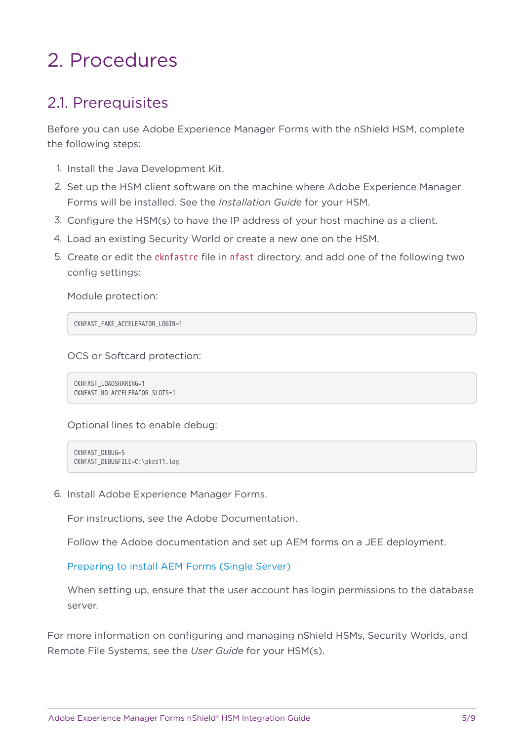# 2. Procedures

## 2.1. Prerequisites

Before you can use Adobe Experience Manager Forms with the nShield HSM, complete the following steps:

1. Install the Java Development Kit.
2. Set up the HSM client software on the machine where Adobe Experience Manager Forms will be installed. See the *Installation Guide* for your HSM.
3. Configure the HSM(s) to have the IP address of your host machine as a client.
4. Load an existing Security World or create a new one on the HSM.
5. Create or edit the `cknfastrc` file in `nfast` directory, and add one of the following two config settings:

   Module protection:

   ```
   CKNFAST_FAKE_ACCELERATOR_LOGIN=1
   ```

   OCS or Softcard protection:

   ```
   CKNFAST_LOADSHARING=1
   CKNFAST_NO_ACCELERATOR_SLOTS=1
   ```

   Optional lines to enable debug:

   ```
   CKNFAST_DEBUG=5
   CKNFAST_DEBUGFILE=C:\pkcs11.log
   ```

6. Install Adobe Experience Manager Forms.

   For instructions, see the Adobe Documentation.

   Follow the Adobe documentation and set up AEM forms on a JEE deployment.

   Preparing to install AEM Forms (Single Server)

   When setting up, ensure that the user account has login permissions to the database server.

For more information on configuring and managing nShield HSMs, Security Worlds, and Remote File Systems, see the *User Guide* for your HSM(s).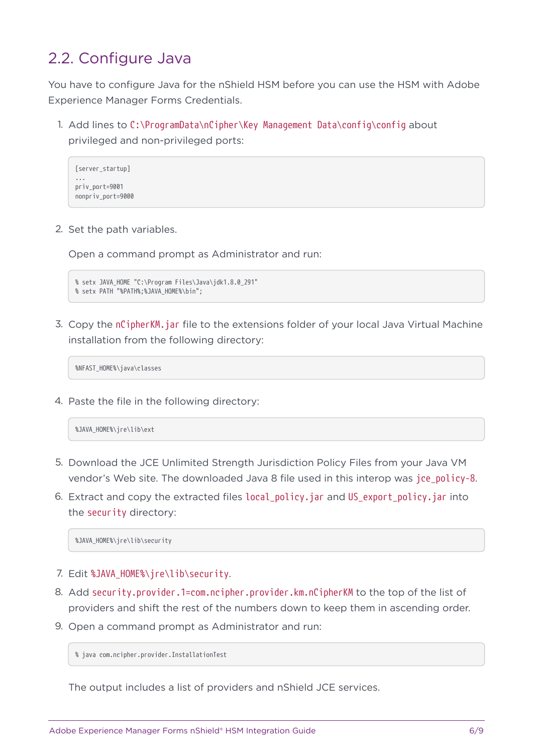## 2.2. Configure Java

You have to configure Java for the nShield HSM before you can use the HSM with Adobe Experience Manager Forms Credentials.

1. Add lines to `C:\ProgramData\nCipher\Key Management Data\config\config` about privileged and non-privileged ports:

   ```
   [server_startup]
   ...
   priv_port=9001
   nonpriv_port=9000
   ```

2. Set the path variables.

   Open a command prompt as Administrator and run:

   ```
   % setx JAVA_HOME "C:\Program Files\Java\jdk1.8.0_291"
   % setx PATH "%PATH%;%JAVA_HOME%\bin";
   ```

3. Copy the `nCipherKM.jar` file to the extensions folder of your local Java Virtual Machine installation from the following directory:

   ```
   %NFAST_HOME%\java\classes
   ```

4. Paste the file in the following directory:

   ```
   %JAVA_HOME%\jre\lib\ext
   ```

5. Download the JCE Unlimited Strength Jurisdiction Policy Files from your Java VM vendor's Web site. The downloaded Java 8 file used in this interop was `jce_policy-8`.
6. Extract and copy the extracted files `local_policy.jar` and `US_export_policy.jar` into the `security` directory:

   ```
   %JAVA_HOME%\jre\lib\security
   ```

7. Edit `%JAVA_HOME%\jre\lib\security`.
8. Add `security.provider.1=com.ncipher.provider.km.nCipherKM` to the top of the list of providers and shift the rest of the numbers down to keep them in ascending order.
9. Open a command prompt as Administrator and run:

   ```
   % java com.ncipher.provider.InstallationTest
   ```

   The output includes a list of providers and nShield JCE services.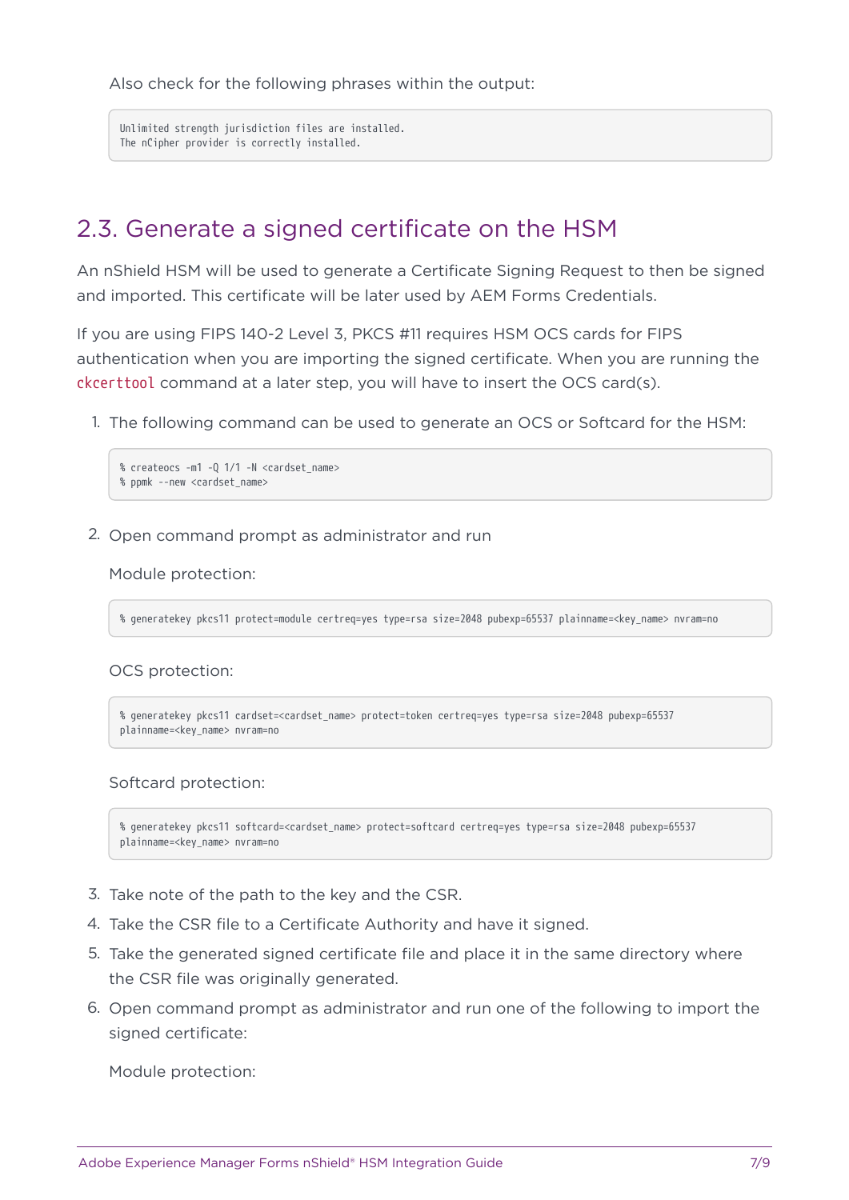Also check for the following phrases within the output:

```
Unlimited strength jurisdiction files are installed.
The nCipher provider is correctly installed.
```

## 2.3. Generate a signed certificate on the HSM

An nShield HSM will be used to generate a Certificate Signing Request to then be signed and imported. This certificate will be later used by AEM Forms Credentials.

If you are using FIPS 140-2 Level 3, PKCS #11 requires HSM OCS cards for FIPS authentication when you are importing the signed certificate. When you are running the `ckcerttool` command at a later step, you will have to insert the OCS card(s).

1. The following command can be used to generate an OCS or Softcard for the HSM:

   ```
   % createocs -m1 -Q 1/1 -N <cardset_name>
   % ppmk --new <cardset_name>
   ```

2. Open command prompt as administrator and run

   Module protection:

   ```
   % generatekey pkcs11 protect=module certreq=yes type=rsa size=2048 pubexp=65537 plainname=<key_name> nvram=no
   ```

   OCS protection:

   ```
   % generatekey pkcs11 cardset=<cardset_name> protect=token certreq=yes type=rsa size=2048 pubexp=65537
   plainname=<key_name> nvram=no
   ```

   Softcard protection:

   ```
   % generatekey pkcs11 softcard=<cardset_name> protect=softcard certreq=yes type=rsa size=2048 pubexp=65537
   plainname=<key_name> nvram=no
   ```

3. Take note of the path to the key and the CSR.
4. Take the CSR file to a Certificate Authority and have it signed.
5. Take the generated signed certificate file and place it in the same directory where the CSR file was originally generated.
6. Open command prompt as administrator and run one of the following to import the signed certificate:

   Module protection: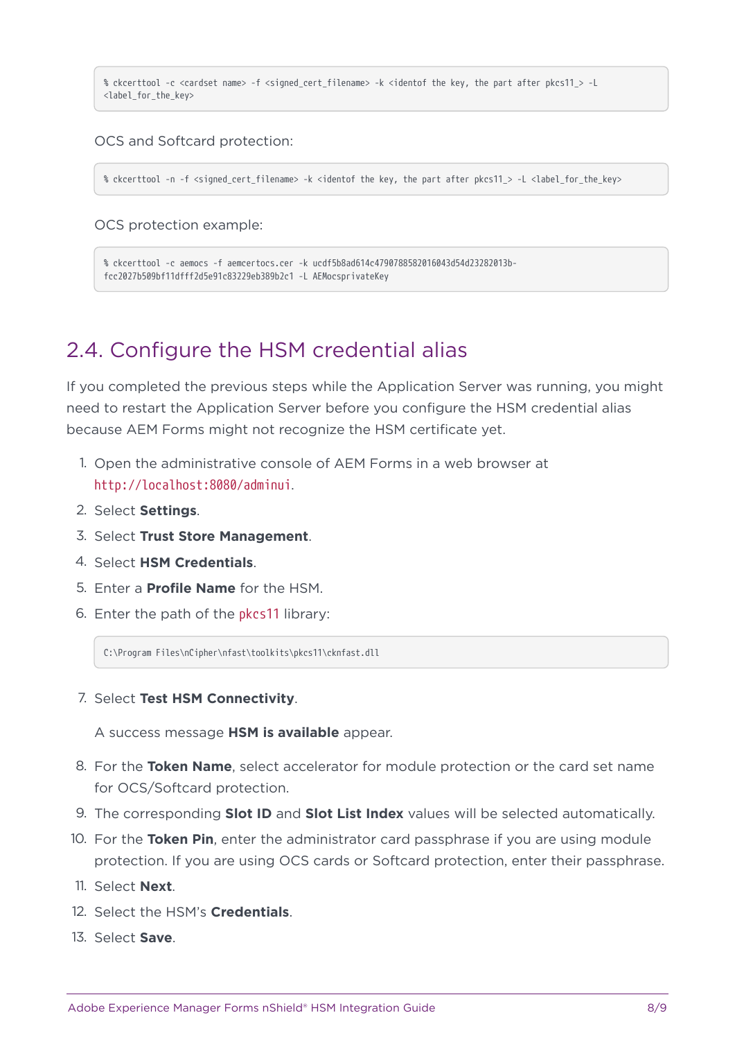```
% ckcerttool -c <cardset name> -f <signed_cert_filename> -k <identof the key, the part after pkcs11_> -L
<label_for_the_key>
```

OCS and Softcard protection:

```
% ckcerttool -n -f <signed_cert_filename> -k <identof the key, the part after pkcs11_> -L <label_for_the_key>
```

OCS protection example:

```
% ckcerttool -c aemocs -f aemcertocs.cer -k ucdf5b8ad614c4790788582016043d54d23282013b-
fcc2027b509bf11dfff2d5e91c83229eb389b2c1 -L AEMocsprivateKey
```

## 2.4. Configure the HSM credential alias

If you completed the previous steps while the Application Server was running, you might need to restart the Application Server before you configure the HSM credential alias because AEM Forms might not recognize the HSM certificate yet.

1. Open the administrative console of AEM Forms in a web browser at `http://localhost:8080/adminui`.
2. Select **Settings**.
3. Select **Trust Store Management**.
4. Select **HSM Credentials**.
5. Enter a **Profile Name** for the HSM.
6. Enter the path of the `pkcs11` library:

   ```
   C:\Program Files\nCipher\nfast\toolkits\pkcs11\cknfast.dll
   ```

7. Select **Test HSM Connectivity**.

   A success message **HSM is available** appear.

8. For the **Token Name**, select accelerator for module protection or the card set name for OCS/Softcard protection.
9. The corresponding **Slot ID** and **Slot List Index** values will be selected automatically.
10. For the **Token Pin**, enter the administrator card passphrase if you are using module protection. If you are using OCS cards or Softcard protection, enter their passphrase.
11. Select **Next**.
12. Select the HSM's **Credentials**.
13. Select **Save**.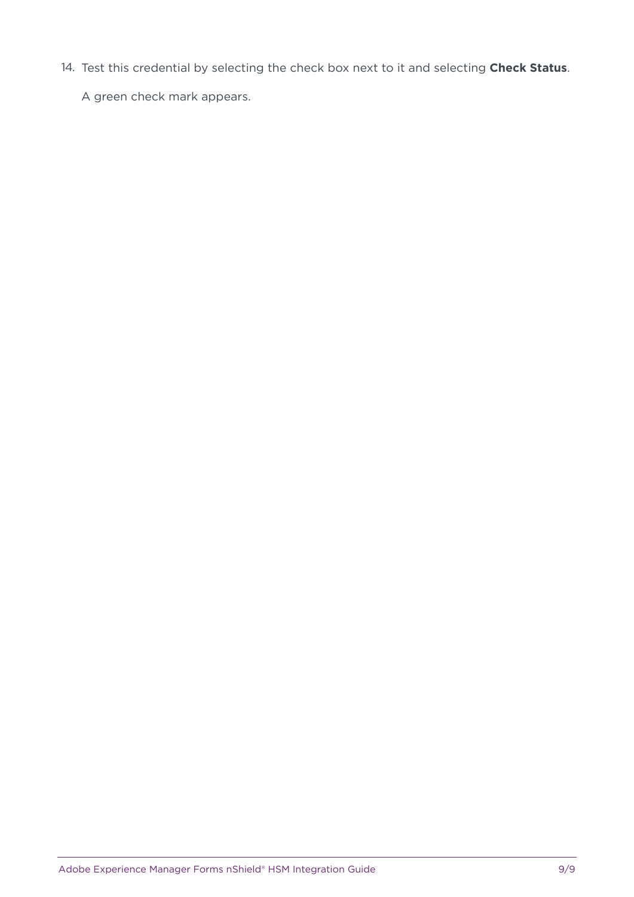14. Test this credential by selecting the check box next to it and selecting **Check Status**.

    A green check mark appears.